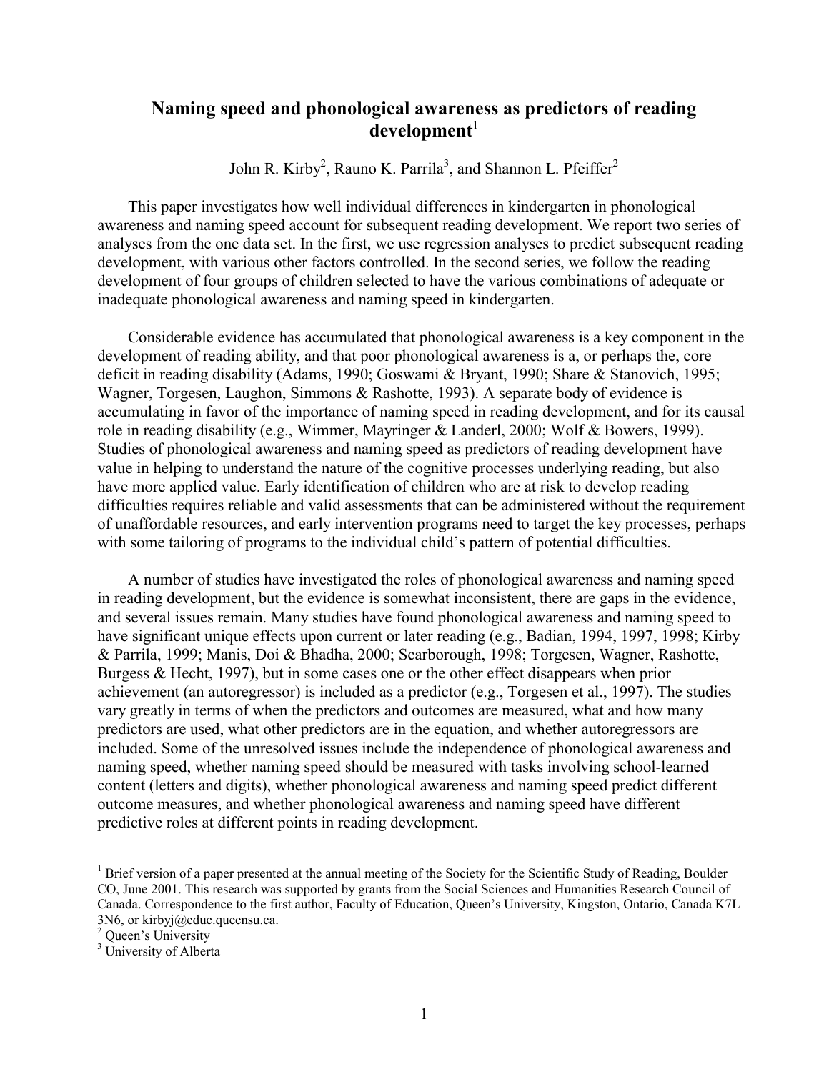# Naming speed and phonological awareness as predictors of reading development[1]

John R. Kirby[2], Rauno K. Parrila[3], and Shannon L. Pfeiffer[2]

This paper investigates how well individual differences in kindergarten in phonological awareness and naming speed account for subsequent reading development. We report two series of analyses from the one data set. In the first, we use regression analyses to predict subsequent reading development, with various other factors controlled. In the second series, we follow the reading development of four groups of children selected to have the various combinations of adequate or inadequate phonological awareness and naming speed in kindergarten.

Considerable evidence has accumulated that phonological awareness is a key component in the development of reading ability, and that poor phonological awareness is a, or perhaps the, core deficit in reading disability (Adams, 1990; Goswami & Bryant, 1990; Share & Stanovich, 1995; Wagner, Torgesen, Laughon, Simmons & Rashotte, 1993). A separate body of evidence is accumulating in favor of the importance of naming speed in reading development, and for its causal role in reading disability (e.g., Wimmer, Mayringer & Landerl, 2000; Wolf & Bowers, 1999). Studies of phonological awareness and naming speed as predictors of reading development have value in helping to understand the nature of the cognitive processes underlying reading, but also have more applied value. Early identification of children who are at risk to develop reading difficulties requires reliable and valid assessments that can be administered without the requirement of unaffordable resources, and early intervention programs need to target the key processes, perhaps with some tailoring of programs to the individual child's pattern of potential difficulties.

A number of studies have investigated the roles of phonological awareness and naming speed in reading development, but the evidence is somewhat inconsistent, there are gaps in the evidence, and several issues remain. Many studies have found phonological awareness and naming speed to have significant unique effects upon current or later reading (e.g., Badian, 1994, 1997, 1998; Kirby & Parrila, 1999; Manis, Doi & Bhadha, 2000; Scarborough, 1998; Torgesen, Wagner, Rashotte, Burgess & Hecht, 1997), but in some cases one or the other effect disappears when prior achievement (an autoregressor) is included as a predictor (e.g., Torgesen et al., 1997). The studies vary greatly in terms of when the predictors and outcomes are measured, what and how many predictors are used, what other predictors are in the equation, and whether autoregressors are included. Some of the unresolved issues include the independence of phonological awareness and naming speed, whether naming speed should be measured with tasks involving school-learned content (letters and digits), whether phonological awareness and naming speed predict different outcome measures, and whether phonological awareness and naming speed have different predictive roles at different points in reading development.

---

[1] Brief version of a paper presented at the annual meeting of the Society for the Scientific Study of Reading, Boulder CO, June 2001. This research was supported by grants from the Social Sciences and Humanities Research Council of Canada. Correspondence to the first author, Faculty of Education, Queen's University, Kingston, Ontario, Canada K7L 3N6, or kirbyj@educ.queensu.ca.

[2] Queen's University

[3] University of Alberta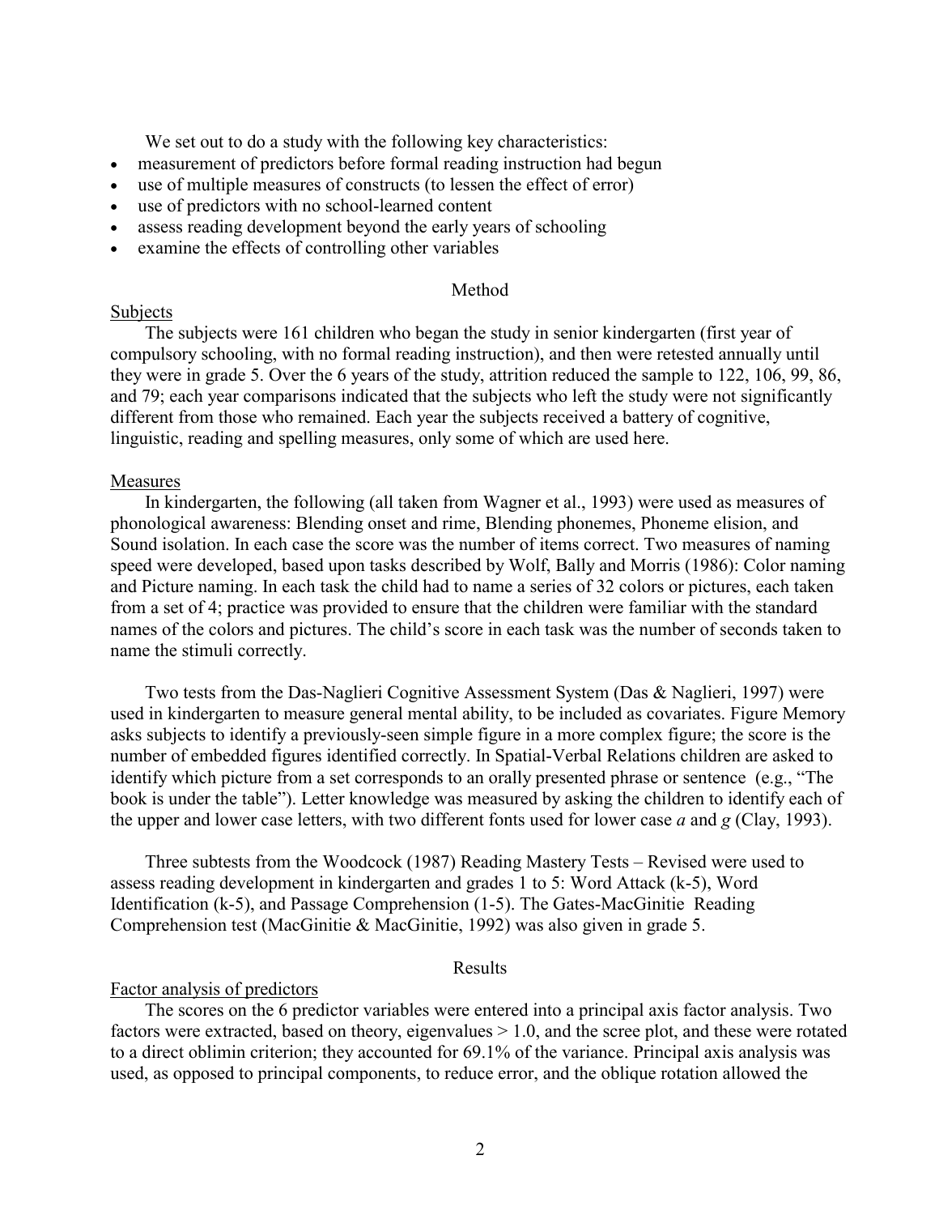We set out to do a study with the following key characteristics:

- measurement of predictors before formal reading instruction had begun
- use of multiple measures of constructs (to lessen the effect of error)
- use of predictors with no school-learned content
- assess reading development beyond the early years of schooling
- examine the effects of controlling other variables

## Method

### Subjects

The subjects were 161 children who began the study in senior kindergarten (first year of compulsory schooling, with no formal reading instruction), and then were retested annually until they were in grade 5. Over the 6 years of the study, attrition reduced the sample to 122, 106, 99, 86, and 79; each year comparisons indicated that the subjects who left the study were not significantly different from those who remained. Each year the subjects received a battery of cognitive, linguistic, reading and spelling measures, only some of which are used here.

### Measures

In kindergarten, the following (all taken from Wagner et al., 1993) were used as measures of phonological awareness: Blending onset and rime, Blending phonemes, Phoneme elision, and Sound isolation. In each case the score was the number of items correct. Two measures of naming speed were developed, based upon tasks described by Wolf, Bally and Morris (1986): Color naming and Picture naming. In each task the child had to name a series of 32 colors or pictures, each taken from a set of 4; practice was provided to ensure that the children were familiar with the standard names of the colors and pictures. The child's score in each task was the number of seconds taken to name the stimuli correctly.

Two tests from the Das-Naglieri Cognitive Assessment System (Das & Naglieri, 1997) were used in kindergarten to measure general mental ability, to be included as covariates. Figure Memory asks subjects to identify a previously-seen simple figure in a more complex figure; the score is the number of embedded figures identified correctly. In Spatial-Verbal Relations children are asked to identify which picture from a set corresponds to an orally presented phrase or sentence (e.g., "The book is under the table"). Letter knowledge was measured by asking the children to identify each of the upper and lower case letters, with two different fonts used for lower case *a* and *g* (Clay, 1993).

Three subtests from the Woodcock (1987) Reading Mastery Tests – Revised were used to assess reading development in kindergarten and grades 1 to 5: Word Attack (k-5), Word Identification (k-5), and Passage Comprehension (1-5). The Gates-MacGinitie Reading Comprehension test (MacGinitie & MacGinitie, 1992) was also given in grade 5.

## Results

### Factor analysis of predictors

The scores on the 6 predictor variables were entered into a principal axis factor analysis. Two factors were extracted, based on theory, eigenvalues > 1.0, and the scree plot, and these were rotated to a direct oblimin criterion; they accounted for 69.1% of the variance. Principal axis analysis was used, as opposed to principal components, to reduce error, and the oblique rotation allowed the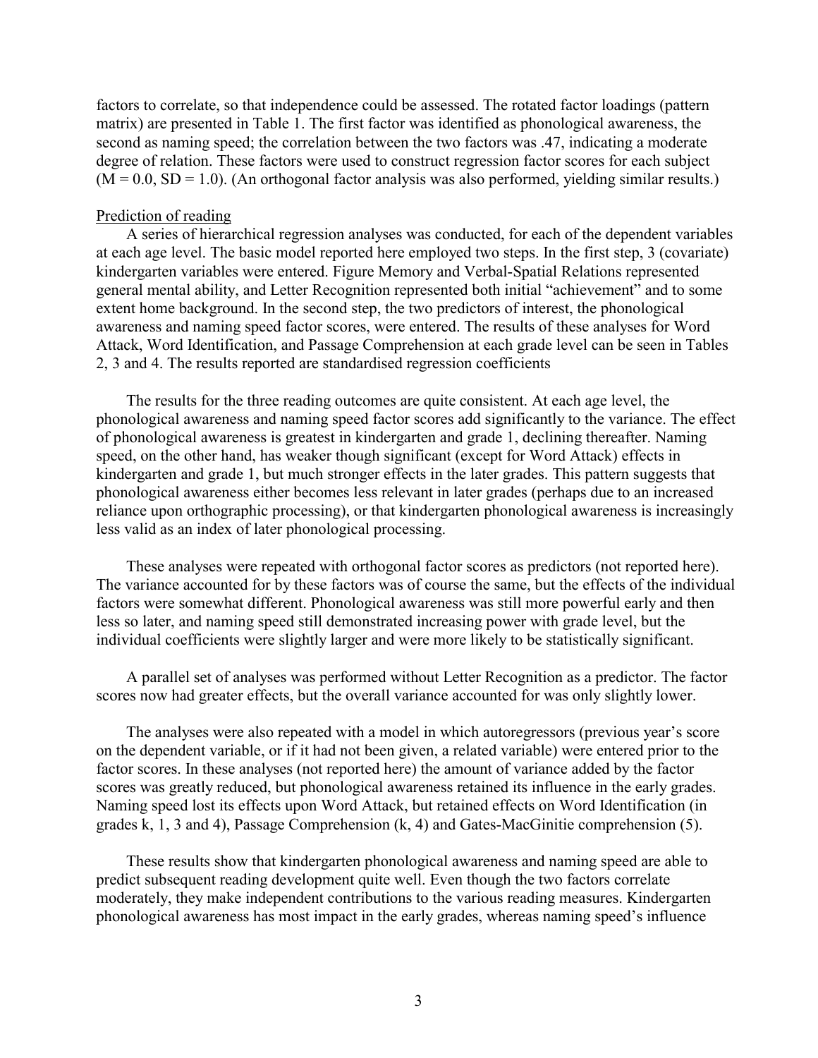factors to correlate, so that independence could be assessed. The rotated factor loadings (pattern matrix) are presented in Table 1. The first factor was identified as phonological awareness, the second as naming speed; the correlation between the two factors was .47, indicating a moderate degree of relation. These factors were used to construct regression factor scores for each subject ($M = 0.0$, $SD = 1.0$). (An orthogonal factor analysis was also performed, yielding similar results.)

## Prediction of reading

A series of hierarchical regression analyses was conducted, for each of the dependent variables at each age level. The basic model reported here employed two steps. In the first step, 3 (covariate) kindergarten variables were entered. Figure Memory and Verbal-Spatial Relations represented general mental ability, and Letter Recognition represented both initial "achievement" and to some extent home background. In the second step, the two predictors of interest, the phonological awareness and naming speed factor scores, were entered. The results of these analyses for Word Attack, Word Identification, and Passage Comprehension at each grade level can be seen in Tables 2, 3 and 4. The results reported are standardised regression coefficients

The results for the three reading outcomes are quite consistent. At each age level, the phonological awareness and naming speed factor scores add significantly to the variance. The effect of phonological awareness is greatest in kindergarten and grade 1, declining thereafter. Naming speed, on the other hand, has weaker though significant (except for Word Attack) effects in kindergarten and grade 1, but much stronger effects in the later grades. This pattern suggests that phonological awareness either becomes less relevant in later grades (perhaps due to an increased reliance upon orthographic processing), or that kindergarten phonological awareness is increasingly less valid as an index of later phonological processing.

These analyses were repeated with orthogonal factor scores as predictors (not reported here). The variance accounted for by these factors was of course the same, but the effects of the individual factors were somewhat different. Phonological awareness was still more powerful early and then less so later, and naming speed still demonstrated increasing power with grade level, but the individual coefficients were slightly larger and were more likely to be statistically significant.

A parallel set of analyses was performed without Letter Recognition as a predictor. The factor scores now had greater effects, but the overall variance accounted for was only slightly lower.

The analyses were also repeated with a model in which autoregressors (previous year's score on the dependent variable, or if it had not been given, a related variable) were entered prior to the factor scores. In these analyses (not reported here) the amount of variance added by the factor scores was greatly reduced, but phonological awareness retained its influence in the early grades. Naming speed lost its effects upon Word Attack, but retained effects on Word Identification (in grades k, 1, 3 and 4), Passage Comprehension (k, 4) and Gates-MacGinitie comprehension (5).

These results show that kindergarten phonological awareness and naming speed are able to predict subsequent reading development quite well. Even though the two factors correlate moderately, they make independent contributions to the various reading measures. Kindergarten phonological awareness has most impact in the early grades, whereas naming speed's influence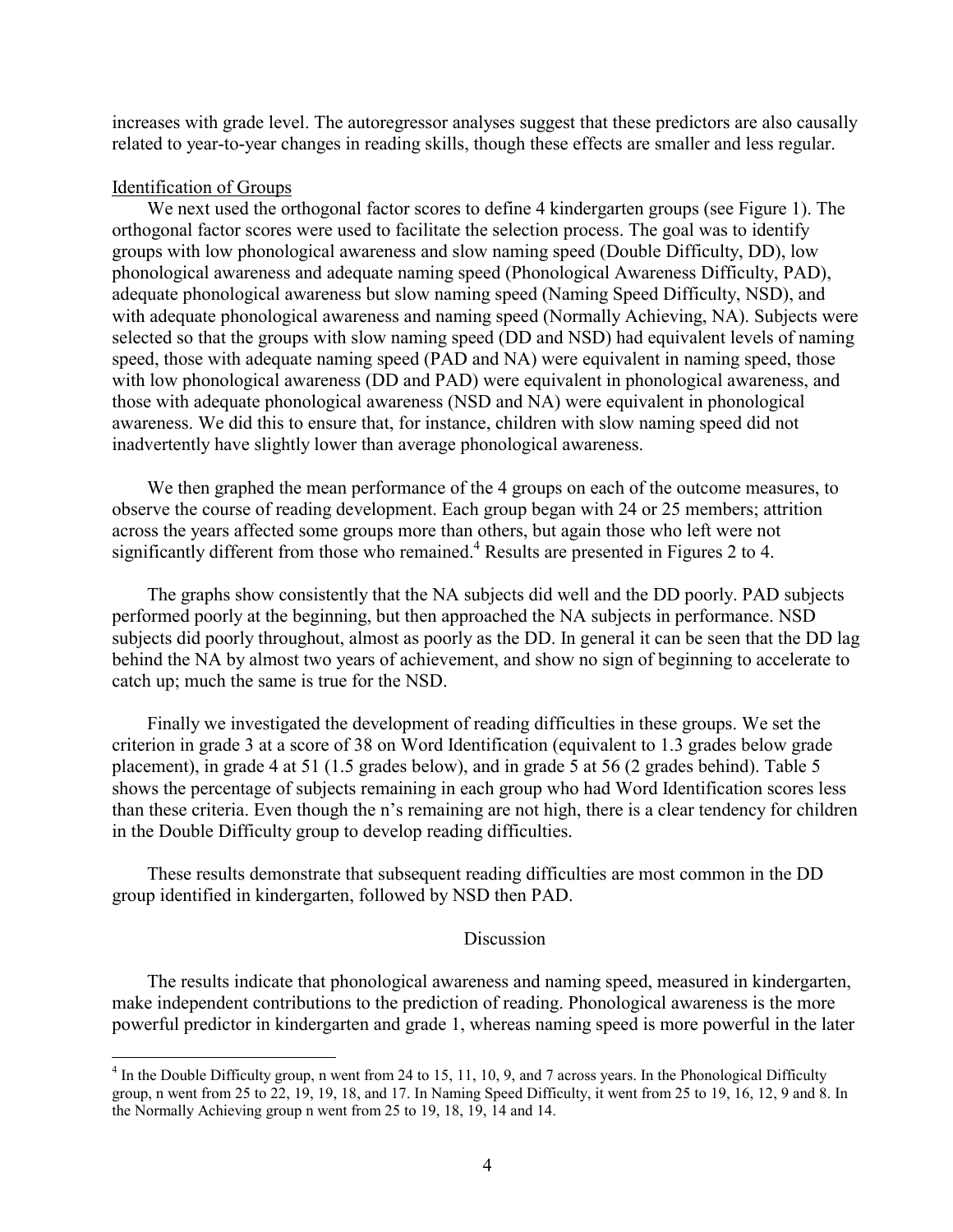increases with grade level. The autoregressor analyses suggest that these predictors are also causally related to year-to-year changes in reading skills, though these effects are smaller and less regular.

Identification of Groups

We next used the orthogonal factor scores to define 4 kindergarten groups (see Figure 1). The orthogonal factor scores were used to facilitate the selection process. The goal was to identify groups with low phonological awareness and slow naming speed (Double Difficulty, DD), low phonological awareness and adequate naming speed (Phonological Awareness Difficulty, PAD), adequate phonological awareness but slow naming speed (Naming Speed Difficulty, NSD), and with adequate phonological awareness and naming speed (Normally Achieving, NA). Subjects were selected so that the groups with slow naming speed (DD and NSD) had equivalent levels of naming speed, those with adequate naming speed (PAD and NA) were equivalent in naming speed, those with low phonological awareness (DD and PAD) were equivalent in phonological awareness, and those with adequate phonological awareness (NSD and NA) were equivalent in phonological awareness. We did this to ensure that, for instance, children with slow naming speed did not inadvertently have slightly lower than average phonological awareness.

We then graphed the mean performance of the 4 groups on each of the outcome measures, to observe the course of reading development. Each group began with 24 or 25 members; attrition across the years affected some groups more than others, but again those who left were not significantly different from those who remained.[4] Results are presented in Figures 2 to 4.

The graphs show consistently that the NA subjects did well and the DD poorly. PAD subjects performed poorly at the beginning, but then approached the NA subjects in performance. NSD subjects did poorly throughout, almost as poorly as the DD. In general it can be seen that the DD lag behind the NA by almost two years of achievement, and show no sign of beginning to accelerate to catch up; much the same is true for the NSD.

Finally we investigated the development of reading difficulties in these groups. We set the criterion in grade 3 at a score of 38 on Word Identification (equivalent to 1.3 grades below grade placement), in grade 4 at 51 (1.5 grades below), and in grade 5 at 56 (2 grades behind). Table 5 shows the percentage of subjects remaining in each group who had Word Identification scores less than these criteria. Even though the n's remaining are not high, there is a clear tendency for children in the Double Difficulty group to develop reading difficulties.

These results demonstrate that subsequent reading difficulties are most common in the DD group identified in kindergarten, followed by NSD then PAD.

## Discussion

The results indicate that phonological awareness and naming speed, measured in kindergarten, make independent contributions to the prediction of reading. Phonological awareness is the more powerful predictor in kindergarten and grade 1, whereas naming speed is more powerful in the later

[4] In the Double Difficulty group, n went from 24 to 15, 11, 10, 9, and 7 across years. In the Phonological Difficulty group, n went from 25 to 22, 19, 19, 18, and 17. In Naming Speed Difficulty, it went from 25 to 19, 16, 12, 9 and 8. In the Normally Achieving group n went from 25 to 19, 18, 19, 14 and 14.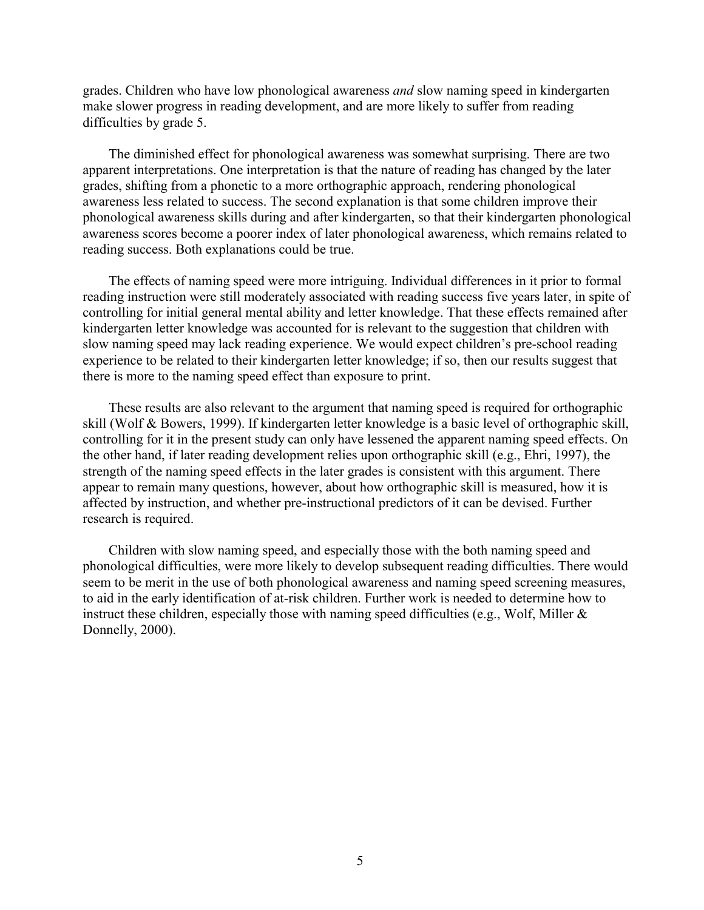grades. Children who have low phonological awareness *and* slow naming speed in kindergarten make slower progress in reading development, and are more likely to suffer from reading difficulties by grade 5.

The diminished effect for phonological awareness was somewhat surprising. There are two apparent interpretations. One interpretation is that the nature of reading has changed by the later grades, shifting from a phonetic to a more orthographic approach, rendering phonological awareness less related to success. The second explanation is that some children improve their phonological awareness skills during and after kindergarten, so that their kindergarten phonological awareness scores become a poorer index of later phonological awareness, which remains related to reading success. Both explanations could be true.

The effects of naming speed were more intriguing. Individual differences in it prior to formal reading instruction were still moderately associated with reading success five years later, in spite of controlling for initial general mental ability and letter knowledge. That these effects remained after kindergarten letter knowledge was accounted for is relevant to the suggestion that children with slow naming speed may lack reading experience. We would expect children's pre-school reading experience to be related to their kindergarten letter knowledge; if so, then our results suggest that there is more to the naming speed effect than exposure to print.

These results are also relevant to the argument that naming speed is required for orthographic skill (Wolf & Bowers, 1999). If kindergarten letter knowledge is a basic level of orthographic skill, controlling for it in the present study can only have lessened the apparent naming speed effects. On the other hand, if later reading development relies upon orthographic skill (e.g., Ehri, 1997), the strength of the naming speed effects in the later grades is consistent with this argument. There appear to remain many questions, however, about how orthographic skill is measured, how it is affected by instruction, and whether pre-instructional predictors of it can be devised. Further research is required.

Children with slow naming speed, and especially those with the both naming speed and phonological difficulties, were more likely to develop subsequent reading difficulties. There would seem to be merit in the use of both phonological awareness and naming speed screening measures, to aid in the early identification of at-risk children. Further work is needed to determine how to instruct these children, especially those with naming speed difficulties (e.g., Wolf, Miller & Donnelly, 2000).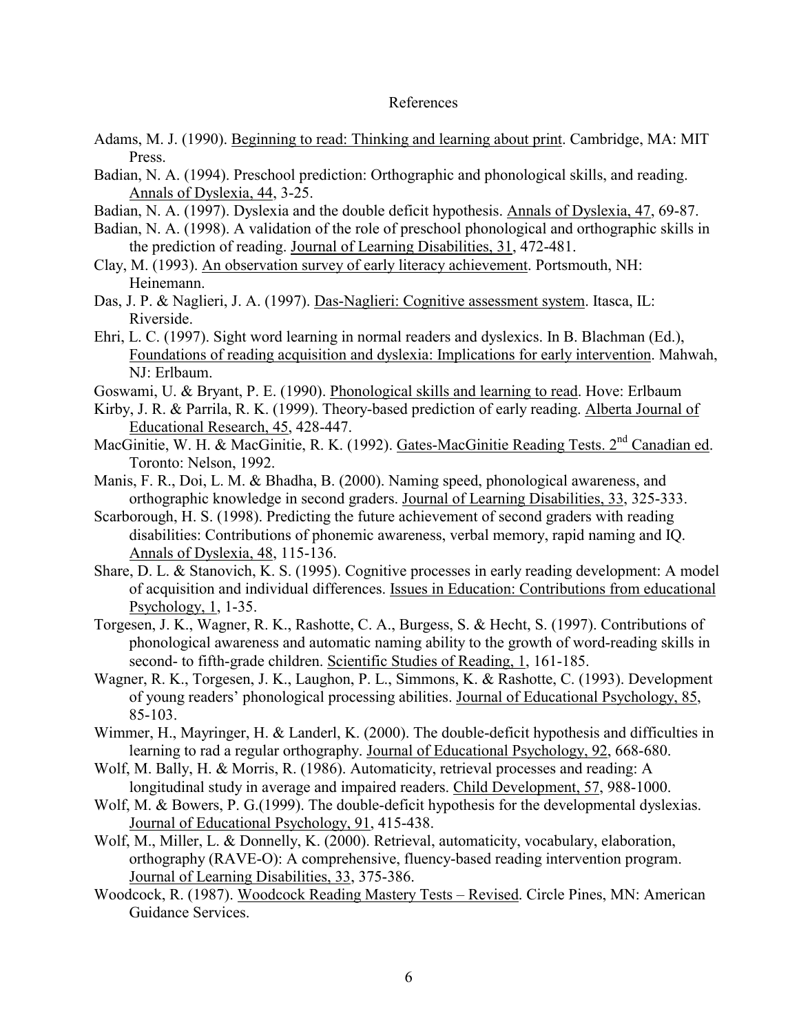# References

Adams, M. J. (1990). Beginning to read: Thinking and learning about print. Cambridge, MA: MIT Press.

Badian, N. A. (1994). Preschool prediction: Orthographic and phonological skills, and reading. Annals of Dyslexia, 44, 3-25.

Badian, N. A. (1997). Dyslexia and the double deficit hypothesis. Annals of Dyslexia, 47, 69-87.

Badian, N. A. (1998). A validation of the role of preschool phonological and orthographic skills in the prediction of reading. Journal of Learning Disabilities, 31, 472-481.

Clay, M. (1993). An observation survey of early literacy achievement. Portsmouth, NH: Heinemann.

Das, J. P. & Naglieri, J. A. (1997). Das-Naglieri: Cognitive assessment system. Itasca, IL: Riverside.

Ehri, L. C. (1997). Sight word learning in normal readers and dyslexics. In B. Blachman (Ed.), Foundations of reading acquisition and dyslexia: Implications for early intervention. Mahwah, NJ: Erlbaum.

Goswami, U. & Bryant, P. E. (1990). Phonological skills and learning to read. Hove: Erlbaum

Kirby, J. R. & Parrila, R. K. (1999). Theory-based prediction of early reading. Alberta Journal of Educational Research, 45, 428-447.

MacGinitie, W. H. & MacGinitie, R. K. (1992). Gates-MacGinitie Reading Tests. 2nd Canadian ed. Toronto: Nelson, 1992.

Manis, F. R., Doi, L. M. & Bhadha, B. (2000). Naming speed, phonological awareness, and orthographic knowledge in second graders. Journal of Learning Disabilities, 33, 325-333.

Scarborough, H. S. (1998). Predicting the future achievement of second graders with reading disabilities: Contributions of phonemic awareness, verbal memory, rapid naming and IQ. Annals of Dyslexia, 48, 115-136.

Share, D. L. & Stanovich, K. S. (1995). Cognitive processes in early reading development: A model of acquisition and individual differences. Issues in Education: Contributions from educational Psychology, 1, 1-35.

Torgesen, J. K., Wagner, R. K., Rashotte, C. A., Burgess, S. & Hecht, S. (1997). Contributions of phonological awareness and automatic naming ability to the growth of word-reading skills in second- to fifth-grade children. Scientific Studies of Reading, 1, 161-185.

Wagner, R. K., Torgesen, J. K., Laughon, P. L., Simmons, K. & Rashotte, C. (1993). Development of young readers' phonological processing abilities. Journal of Educational Psychology, 85, 85-103.

Wimmer, H., Mayringer, H. & Landerl, K. (2000). The double-deficit hypothesis and difficulties in learning to rad a regular orthography. Journal of Educational Psychology, 92, 668-680.

Wolf, M. Bally, H. & Morris, R. (1986). Automaticity, retrieval processes and reading: A longitudinal study in average and impaired readers. Child Development, 57, 988-1000.

Wolf, M. & Bowers, P. G.(1999). The double-deficit hypothesis for the developmental dyslexias. Journal of Educational Psychology, 91, 415-438.

Wolf, M., Miller, L. & Donnelly, K. (2000). Retrieval, automaticity, vocabulary, elaboration, orthography (RAVE-O): A comprehensive, fluency-based reading intervention program. Journal of Learning Disabilities, 33, 375-386.

Woodcock, R. (1987). Woodcock Reading Mastery Tests – Revised. Circle Pines, MN: American Guidance Services.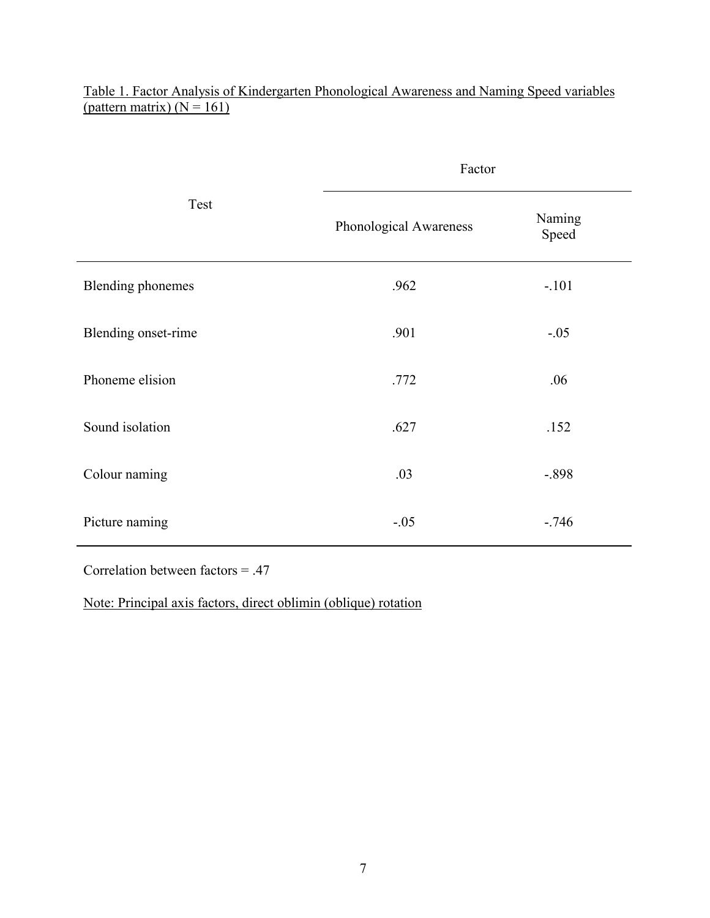Table 1. Factor Analysis of Kindergarten Phonological Awareness and Naming Speed variables (pattern matrix) (N = 161)

| Test | Factor | |
|---|---|---|
| | Phonological Awareness | Naming Speed |
| Blending phonemes | .962 | -.101 |
| Blending onset-rime | .901 | -.05 |
| Phoneme elision | .772 | .06 |
| Sound isolation | .627 | .152 |
| Colour naming | .03 | -.898 |
| Picture naming | -.05 | -.746 |

Correlation between factors = .47

Note: Principal axis factors, direct oblimin (oblique) rotation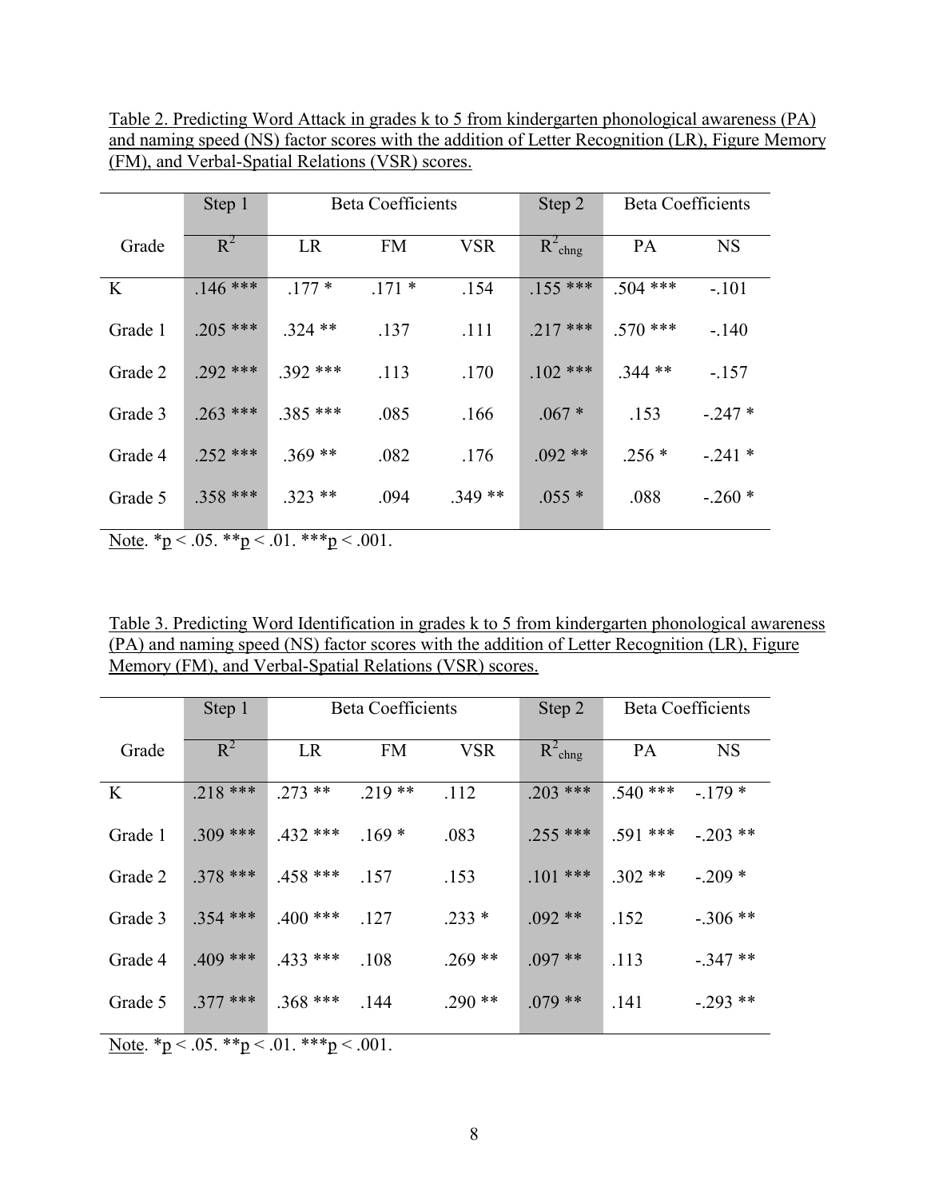Table 2. Predicting Word Attack in grades k to 5 from kindergarten phonological awareness (PA) and naming speed (NS) factor scores with the addition of Letter Recognition (LR), Figure Memory (FM), and Verbal-Spatial Relations (VSR) scores.

| | Step 1 | Beta Coefficients | | | Step 2 | Beta Coefficients | |
|---|---|---|---|---|---|---|---|
| Grade | $R^2$ | LR | FM | VSR | $R^2_{chng}$ | PA | NS |
| K | .146 *** | .177 * | .171 * | .154 | .155 *** | .504 *** | -.101 |
| Grade 1 | .205 *** | .324 ** | .137 | .111 | .217 *** | .570 *** | -.140 |
| Grade 2 | .292 *** | .392 *** | .113 | .170 | .102 *** | .344 ** | -.157 |
| Grade 3 | .263 *** | .385 *** | .085 | .166 | .067 * | .153 | -.247 * |
| Grade 4 | .252 *** | .369 ** | .082 | .176 | .092 ** | .256 * | -.241 * |
| Grade 5 | .358 *** | .323 ** | .094 | .349 ** | .055 * | .088 | -.260 * |

Note. *p < .05. **p < .01. ***p < .001.

Table 3. Predicting Word Identification in grades k to 5 from kindergarten phonological awareness (PA) and naming speed (NS) factor scores with the addition of Letter Recognition (LR), Figure Memory (FM), and Verbal-Spatial Relations (VSR) scores.

| | Step 1 | Beta Coefficients | | | Step 2 | Beta Coefficients | |
|---|---|---|---|---|---|---|---|
| Grade | $R^2$ | LR | FM | VSR | $R^2_{chng}$ | PA | NS |
| K | .218 *** | .273 ** | .219 ** | .112 | .203 *** | .540 *** | -.179 * |
| Grade 1 | .309 *** | .432 *** | .169 * | .083 | .255 *** | .591 *** | -.203 ** |
| Grade 2 | .378 *** | .458 *** | .157 | .153 | .101 *** | .302 ** | -.209 * |
| Grade 3 | .354 *** | .400 *** | .127 | .233 * | .092 ** | .152 | -.306 ** |
| Grade 4 | .409 *** | .433 *** | .108 | .269 ** | .097 ** | .113 | -.347 ** |
| Grade 5 | .377 *** | .368 *** | .144 | .290 ** | .079 ** | .141 | -.293 ** |

Note. *p < .05. **p < .01. ***p < .001.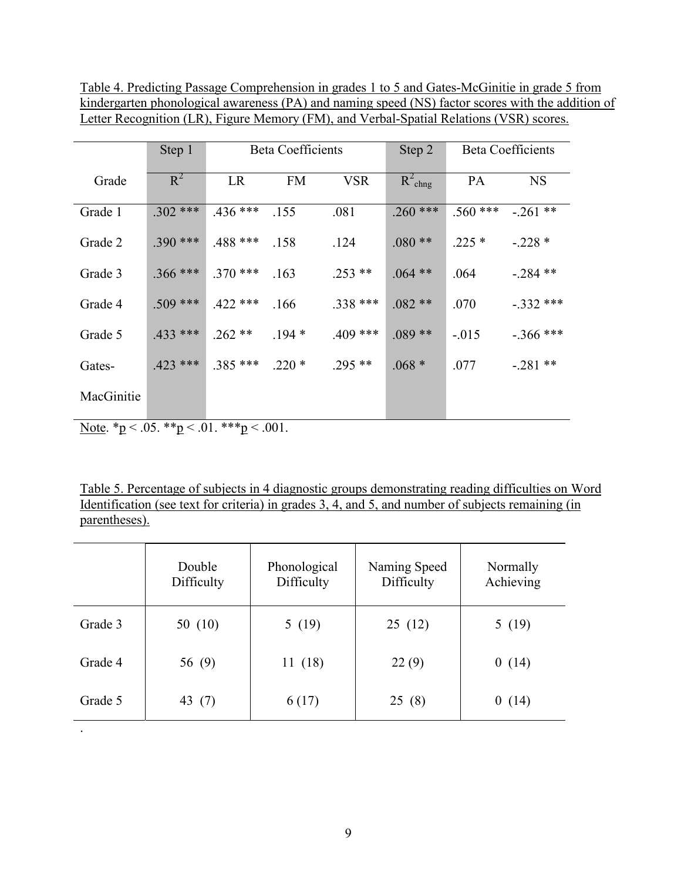Table 4. Predicting Passage Comprehension in grades 1 to 5 and Gates-McGinitie in grade 5 from kindergarten phonological awareness (PA) and naming speed (NS) factor scores with the addition of Letter Recognition (LR), Figure Memory (FM), and Verbal-Spatial Relations (VSR) scores.

| | Step 1 | Beta Coefficients | | | Step 2 | Beta Coefficients | |
|---|---|---|---|---|---|---|---|
| Grade | $R^2$ | LR | FM | VSR | $R^2_{chng}$ | PA | NS |
| Grade 1 | .302 *** | .436 *** | .155 | .081 | .260 *** | .560 *** | -.261 ** |
| Grade 2 | .390 *** | .488 *** | .158 | .124 | .080 ** | .225 * | -.228 * |
| Grade 3 | .366 *** | .370 *** | .163 | .253 ** | .064 ** | .064 | -.284 ** |
| Grade 4 | .509 *** | .422 *** | .166 | .338 *** | .082 ** | .070 | -.332 *** |
| Grade 5 | .433 *** | .262 ** | .194 * | .409 *** | .089 ** | -.015 | -.366 *** |
| Gates-MacGinitie | .423 *** | .385 *** | .220 * | .295 ** | .068 * | .077 | -.281 ** |

Note. *$p < .05$. **$p < .01$. ***$p < .001$.

Table 5. Percentage of subjects in 4 diagnostic groups demonstrating reading difficulties on Word Identification (see text for criteria) in grades 3, 4, and 5, and number of subjects remaining (in parentheses).

| | Double Difficulty | Phonological Difficulty | Naming Speed Difficulty | Normally Achieving |
|---|---|---|---|---|
| Grade 3 | 50 (10) | 5 (19) | 25 (12) | 5 (19) |
| Grade 4 | 56 (9) | 11 (18) | 22 (9) | 0 (14) |
| Grade 5 | 43 (7) | 6 (17) | 25 (8) | 0 (14) |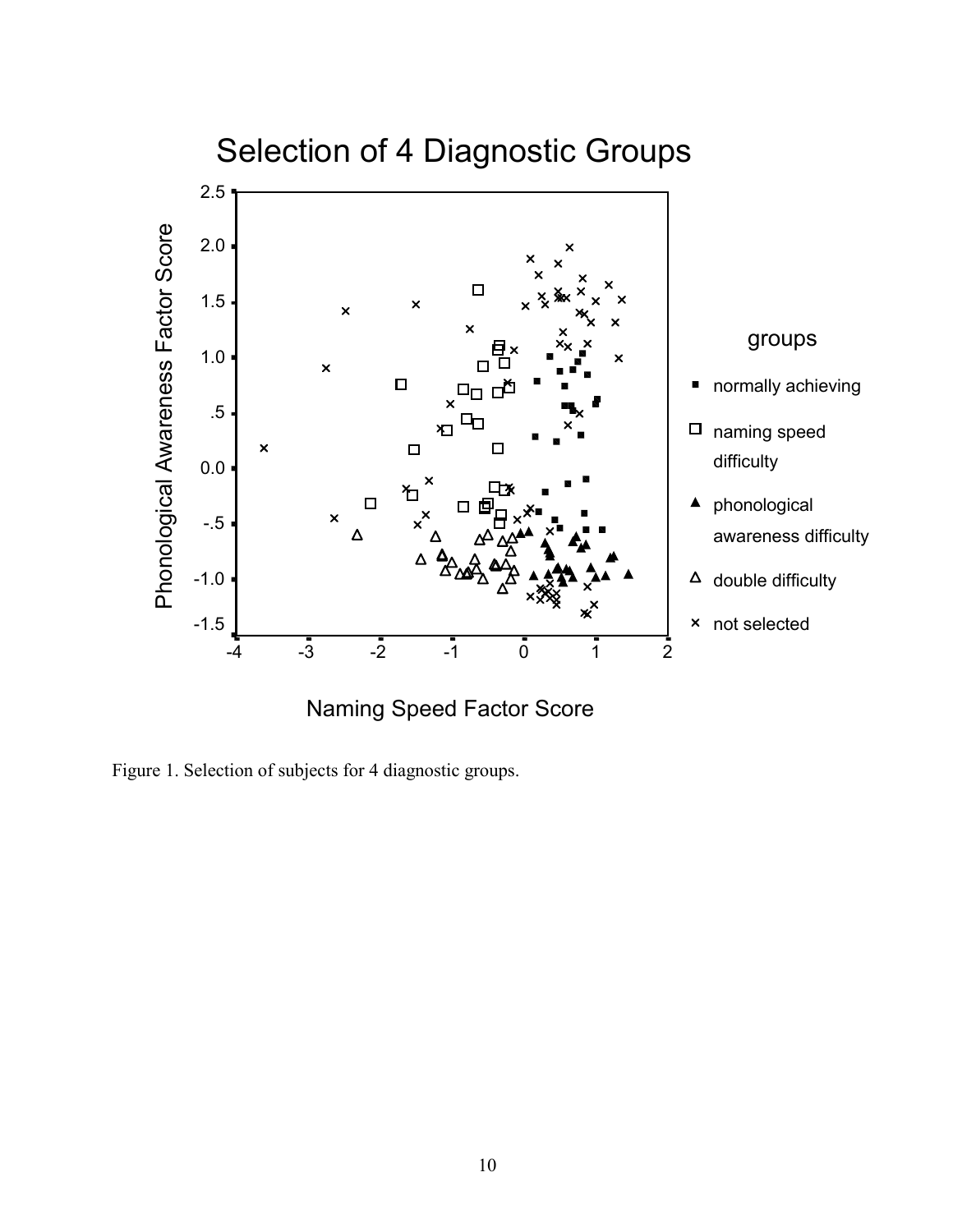Figure 1. Selection of subjects for 4 diagnostic groups.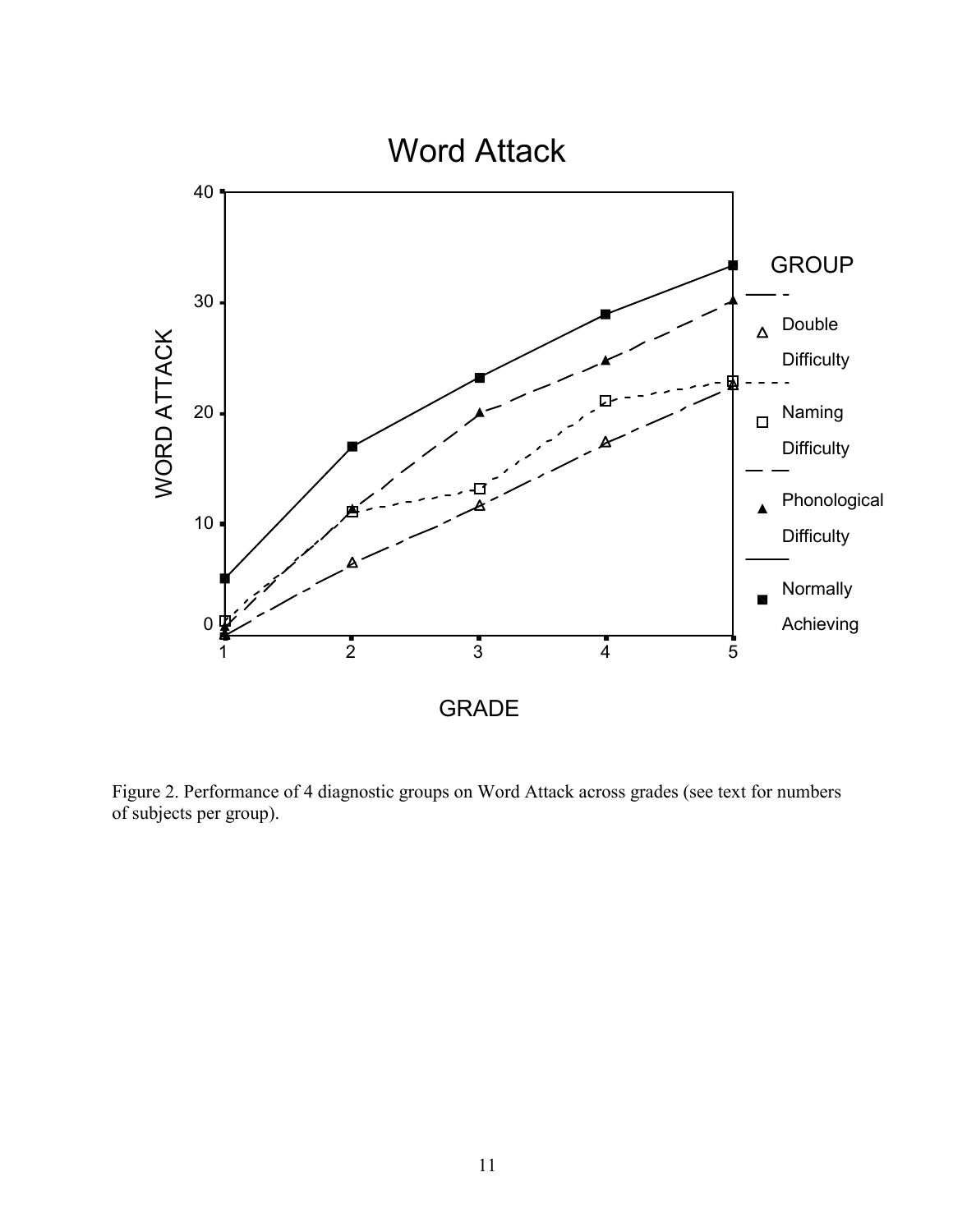Figure 2. Performance of 4 diagnostic groups on Word Attack across grades (see text for numbers of subjects per group).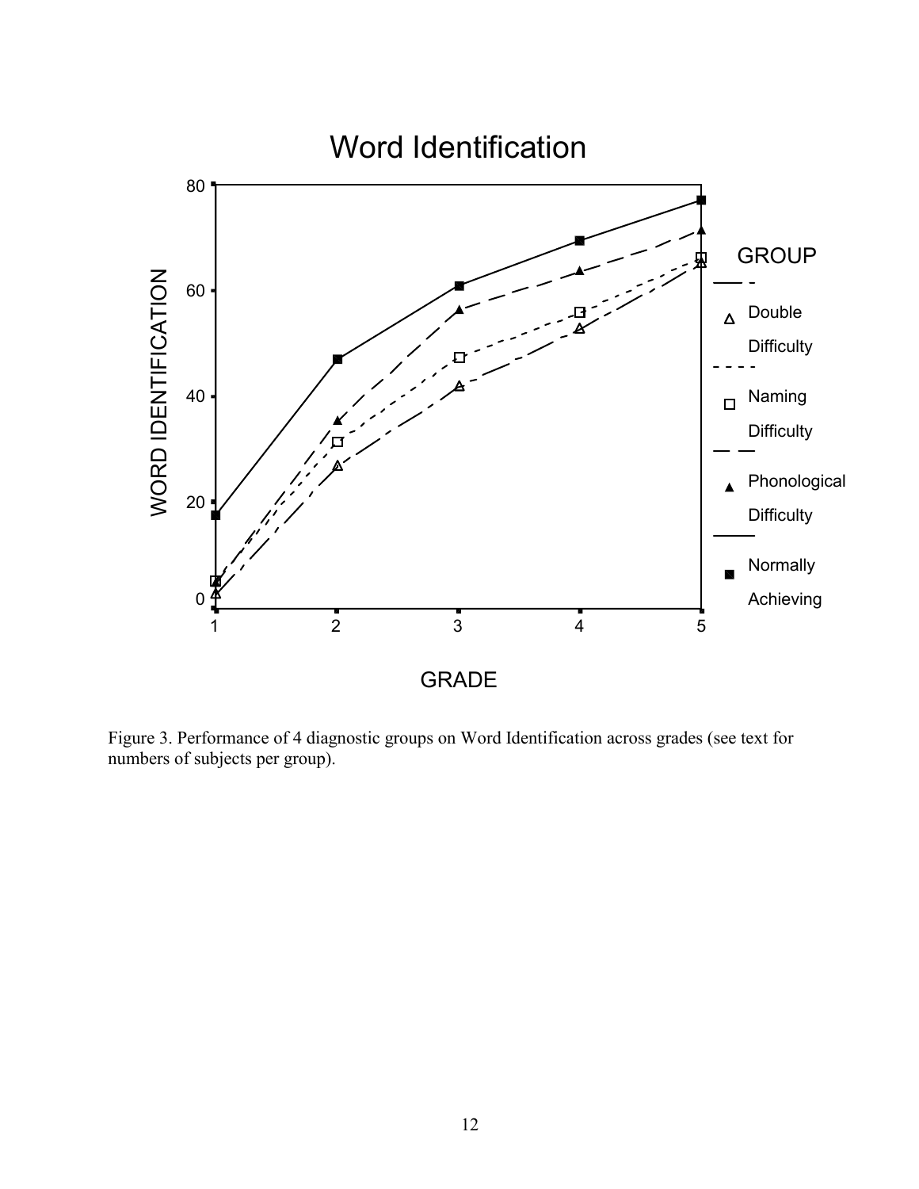Figure 3. Performance of 4 diagnostic groups on Word Identification across grades (see text for numbers of subjects per group).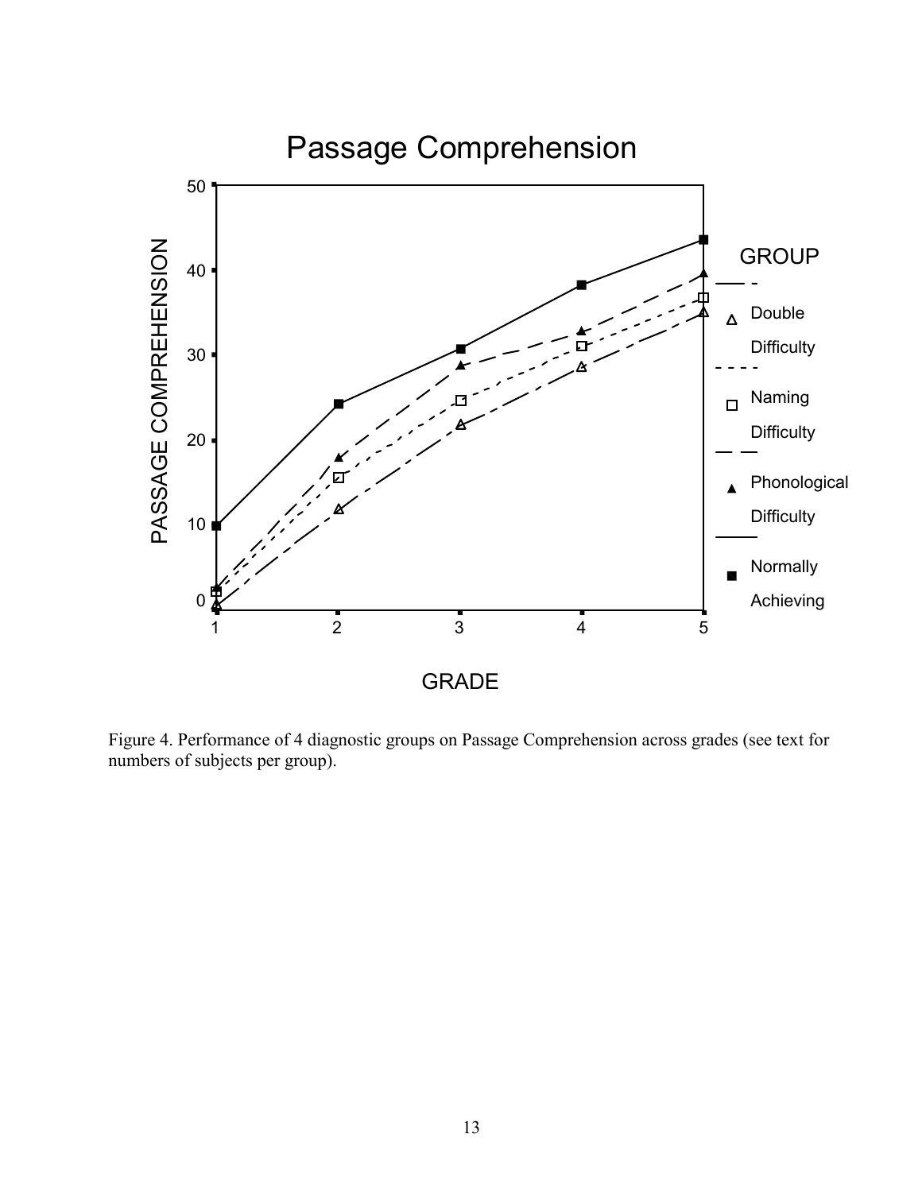Passage Comprehension

PASSAGE COMPREHENSION

50
40
30
20
10
0

1
2
3
4
5

GRADE

GROUP

Double Difficulty

Naming Difficulty

Phonological Difficulty

Normally Achieving

Figure 4. Performance of 4 diagnostic groups on Passage Comprehension across grades (see text for numbers of subjects per group).